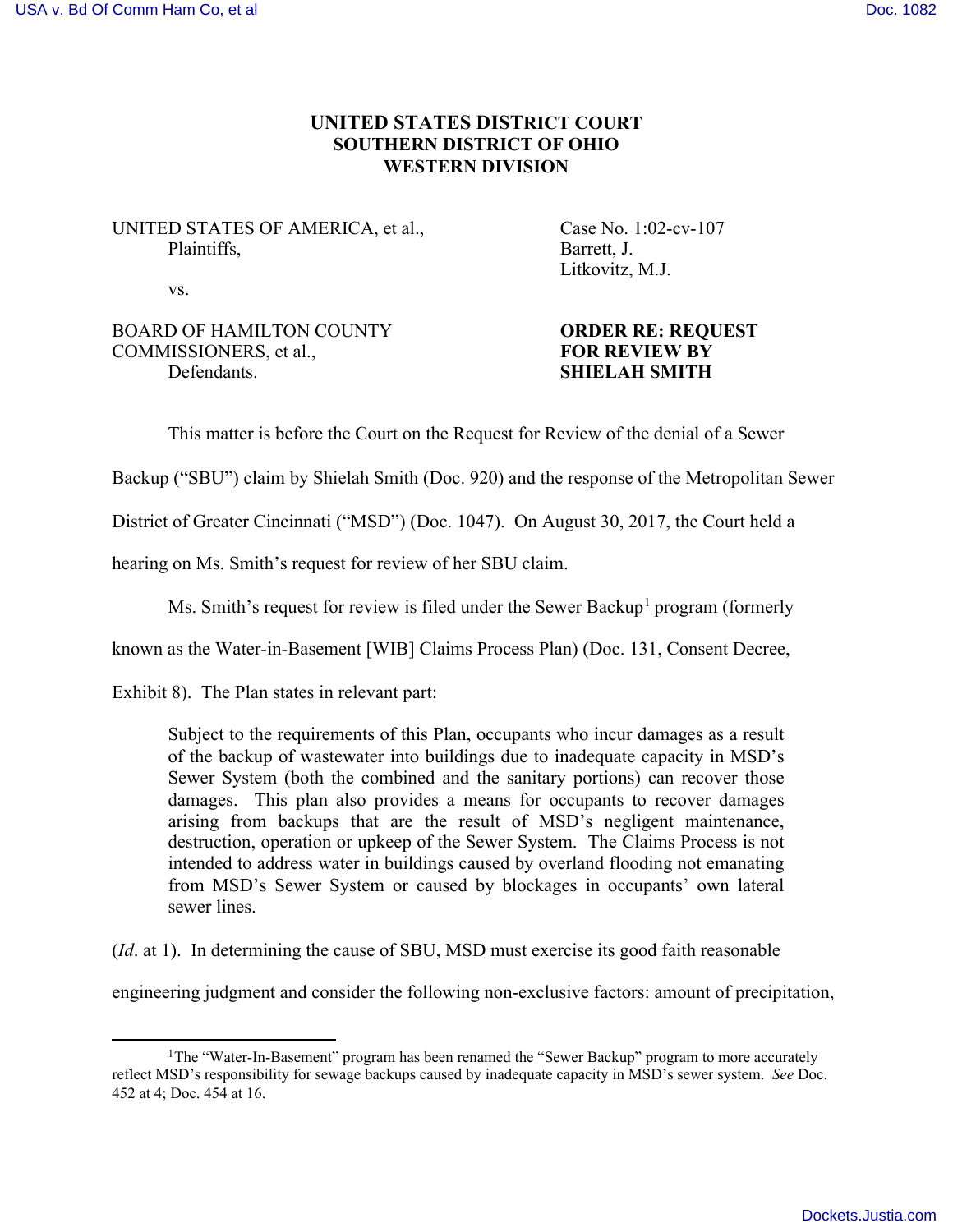**UNITED STATES DISTRICT COURT**
**SOUTHERN DISTRICT OF OHIO**
**WESTERN DIVISION**

UNITED STATES OF AMERICA, et al.,
Plaintiffs,

vs.

BOARD OF HAMILTON COUNTY COMMISSIONERS, et al.,
Defendants.

Case No. 1:02-cv-107
Barrett, J.
Litkovitz, M.J.

**ORDER RE: REQUEST FOR REVIEW BY SHIELAH SMITH**

This matter is before the Court on the Request for Review of the denial of a Sewer Backup ("SBU") claim by Shielah Smith (Doc. 920) and the response of the Metropolitan Sewer District of Greater Cincinnati ("MSD") (Doc. 1047). On August 30, 2017, the Court held a hearing on Ms. Smith's request for review of her SBU claim.

Ms. Smith's request for review is filed under the Sewer Backup[1] program (formerly known as the Water-in-Basement [WIB] Claims Process Plan) (Doc. 131, Consent Decree, Exhibit 8). The Plan states in relevant part:

> Subject to the requirements of this Plan, occupants who incur damages as a result of the backup of wastewater into buildings due to inadequate capacity in MSD's Sewer System (both the combined and the sanitary portions) can recover those damages. This plan also provides a means for occupants to recover damages arising from backups that are the result of MSD's negligent maintenance, destruction, operation or upkeep of the Sewer System. The Claims Process is not intended to address water in buildings caused by overland flooding not emanating from MSD's Sewer System or caused by blockages in occupants' own lateral sewer lines.

(*Id*. at 1). In determining the cause of SBU, MSD must exercise its good faith reasonable engineering judgment and consider the following non-exclusive factors: amount of precipitation,

[1] The "Water-In-Basement" program has been renamed the "Sewer Backup" program to more accurately reflect MSD's responsibility for sewage backups caused by inadequate capacity in MSD's sewer system. *See* Doc. 452 at 4; Doc. 454 at 16.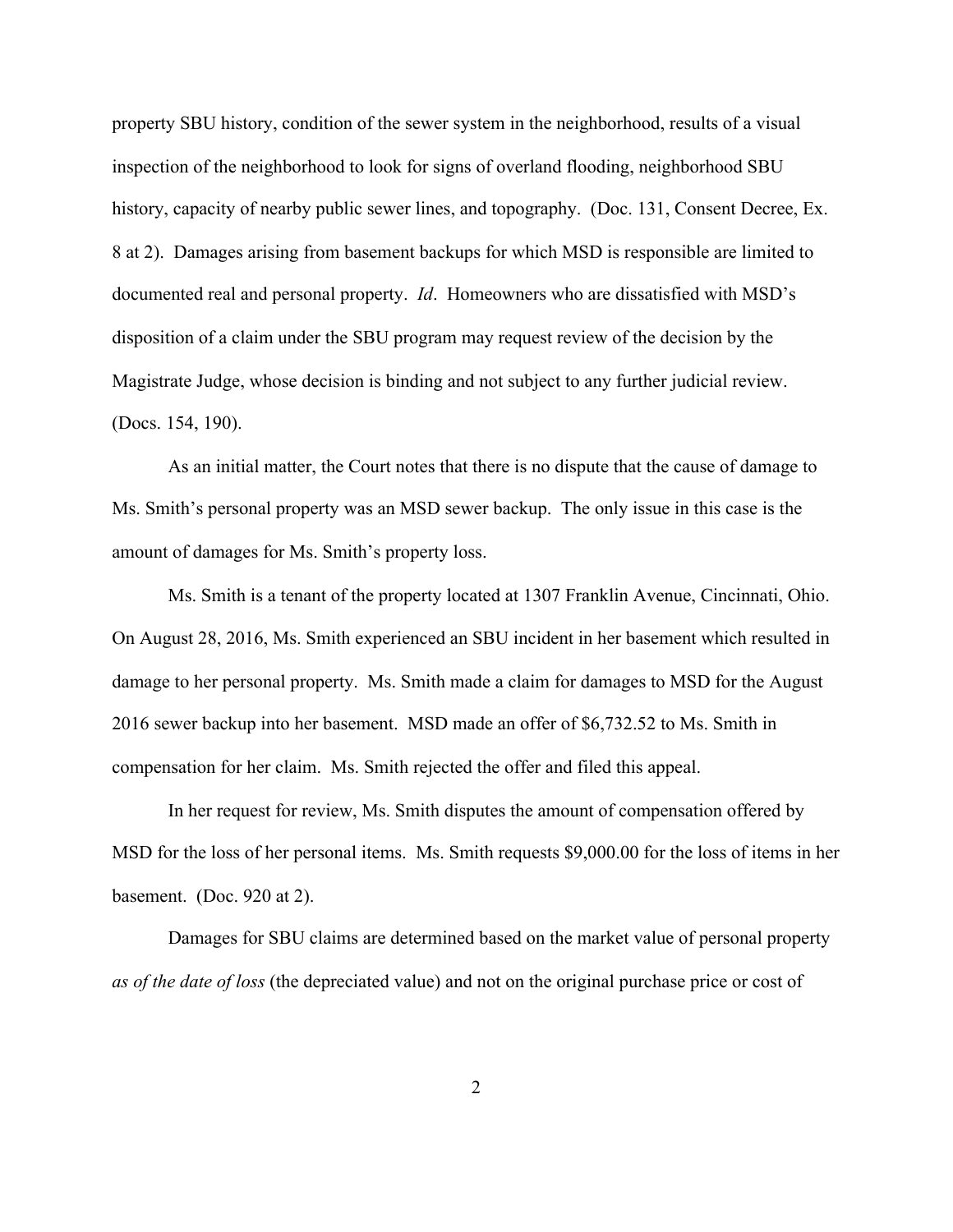property SBU history, condition of the sewer system in the neighborhood, results of a visual inspection of the neighborhood to look for signs of overland flooding, neighborhood SBU history, capacity of nearby public sewer lines, and topography. (Doc. 131, Consent Decree, Ex. 8 at 2). Damages arising from basement backups for which MSD is responsible are limited to documented real and personal property. *Id*. Homeowners who are dissatisfied with MSD's disposition of a claim under the SBU program may request review of the decision by the Magistrate Judge, whose decision is binding and not subject to any further judicial review. (Docs. 154, 190).

As an initial matter, the Court notes that there is no dispute that the cause of damage to Ms. Smith's personal property was an MSD sewer backup. The only issue in this case is the amount of damages for Ms. Smith's property loss.

Ms. Smith is a tenant of the property located at 1307 Franklin Avenue, Cincinnati, Ohio. On August 28, 2016, Ms. Smith experienced an SBU incident in her basement which resulted in damage to her personal property. Ms. Smith made a claim for damages to MSD for the August 2016 sewer backup into her basement. MSD made an offer of $6,732.52 to Ms. Smith in compensation for her claim. Ms. Smith rejected the offer and filed this appeal.

In her request for review, Ms. Smith disputes the amount of compensation offered by MSD for the loss of her personal items. Ms. Smith requests $9,000.00 for the loss of items in her basement. (Doc. 920 at 2).

Damages for SBU claims are determined based on the market value of personal property *as of the date of loss* (the depreciated value) and not on the original purchase price or cost of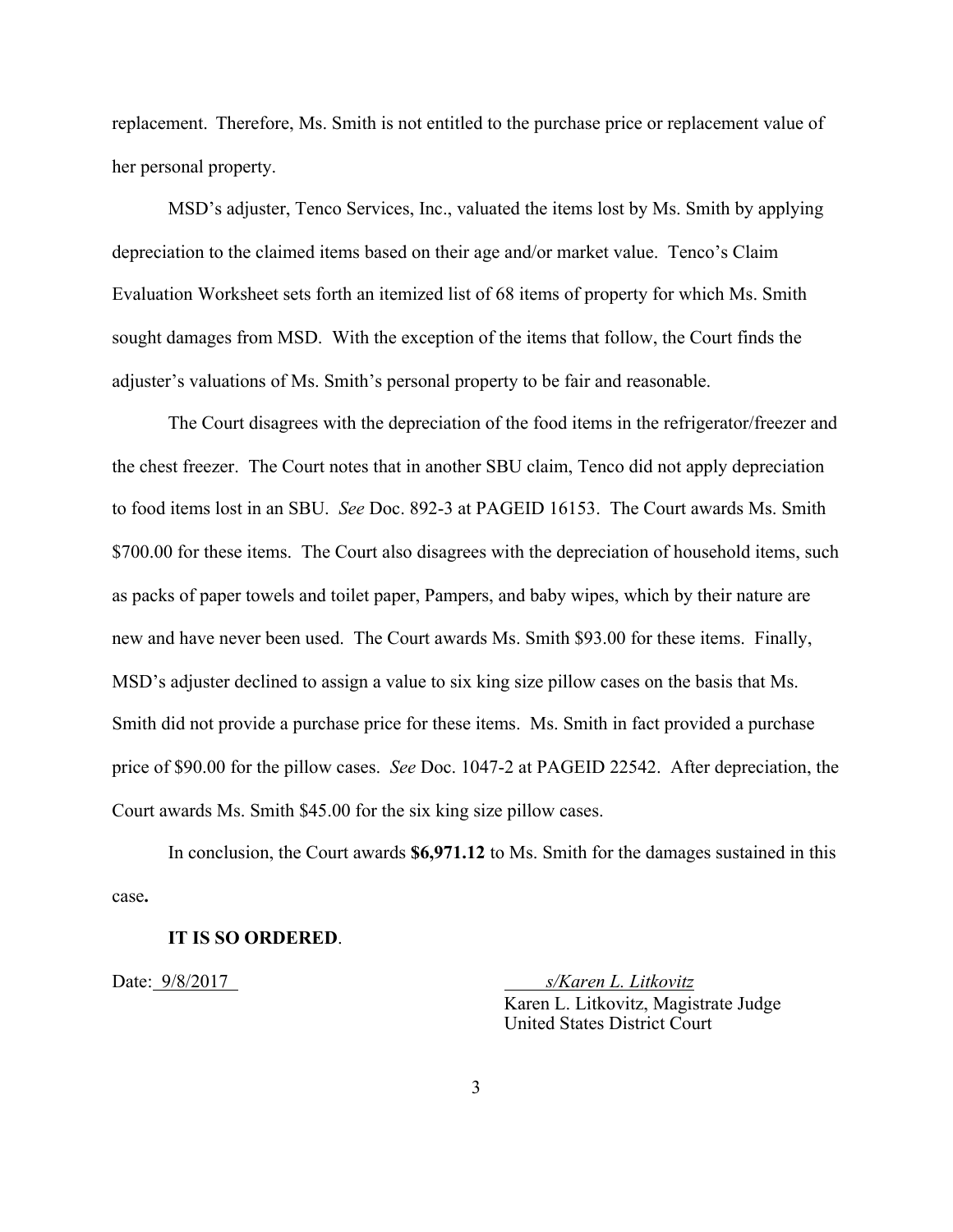replacement. Therefore, Ms. Smith is not entitled to the purchase price or replacement value of her personal property.

MSD's adjuster, Tenco Services, Inc., valuated the items lost by Ms. Smith by applying depreciation to the claimed items based on their age and/or market value. Tenco's Claim Evaluation Worksheet sets forth an itemized list of 68 items of property for which Ms. Smith sought damages from MSD. With the exception of the items that follow, the Court finds the adjuster's valuations of Ms. Smith's personal property to be fair and reasonable.

The Court disagrees with the depreciation of the food items in the refrigerator/freezer and the chest freezer. The Court notes that in another SBU claim, Tenco did not apply depreciation to food items lost in an SBU. *See* Doc. 892-3 at PAGEID 16153. The Court awards Ms. Smith $700.00 for these items. The Court also disagrees with the depreciation of household items, such as packs of paper towels and toilet paper, Pampers, and baby wipes, which by their nature are new and have never been used. The Court awards Ms. Smith $93.00 for these items. Finally, MSD's adjuster declined to assign a value to six king size pillow cases on the basis that Ms. Smith did not provide a purchase price for these items. Ms. Smith in fact provided a purchase price of $90.00 for the pillow cases. *See* Doc. 1047-2 at PAGEID 22542. After depreciation, the Court awards Ms. Smith $45.00 for the six king size pillow cases.

In conclusion, the Court awards **$6,971.12** to Ms. Smith for the damages sustained in this case**.**

**IT IS SO ORDERED**.

Date: 9/8/2017

*s/Karen L. Litkovitz*
Karen L. Litkovitz, Magistrate Judge
United States District Court